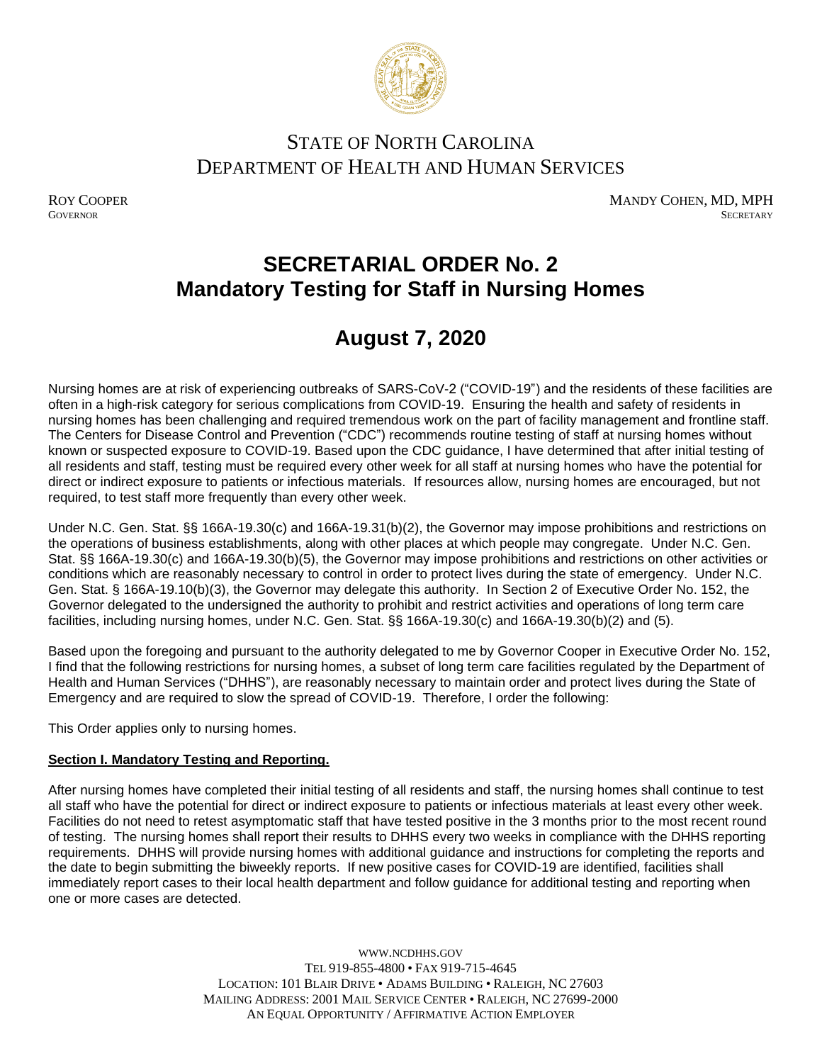# STATE OF NORTH CAROLINA
# DEPARTMENT OF HEALTH AND HUMAN SERVICES

ROY COOPER
GOVERNOR

MANDY COHEN, MD, MPH
SECRETARY

# SECRETARIAL ORDER No. 2
# Mandatory Testing for Staff in Nursing Homes

## August 7, 2020

Nursing homes are at risk of experiencing outbreaks of SARS-CoV-2 ("COVID-19") and the residents of these facilities are often in a high-risk category for serious complications from COVID-19. Ensuring the health and safety of residents in nursing homes has been challenging and required tremendous work on the part of facility management and frontline staff. The Centers for Disease Control and Prevention ("CDC") recommends routine testing of staff at nursing homes without known or suspected exposure to COVID-19. Based upon the CDC guidance, I have determined that after initial testing of all residents and staff, testing must be required every other week for all staff at nursing homes who have the potential for direct or indirect exposure to patients or infectious materials. If resources allow, nursing homes are encouraged, but not required, to test staff more frequently than every other week.

Under N.C. Gen. Stat. §§ 166A-19.30(c) and 166A-19.31(b)(2), the Governor may impose prohibitions and restrictions on the operations of business establishments, along with other places at which people may congregate. Under N.C. Gen. Stat. §§ 166A-19.30(c) and 166A-19.30(b)(5), the Governor may impose prohibitions and restrictions on other activities or conditions which are reasonably necessary to control in order to protect lives during the state of emergency. Under N.C. Gen. Stat. § 166A-19.10(b)(3), the Governor may delegate this authority. In Section 2 of Executive Order No. 152, the Governor delegated to the undersigned the authority to prohibit and restrict activities and operations of long term care facilities, including nursing homes, under N.C. Gen. Stat. §§ 166A-19.30(c) and 166A-19.30(b)(2) and (5).

Based upon the foregoing and pursuant to the authority delegated to me by Governor Cooper in Executive Order No. 152, I find that the following restrictions for nursing homes, a subset of long term care facilities regulated by the Department of Health and Human Services ("DHHS"), are reasonably necessary to maintain order and protect lives during the State of Emergency and are required to slow the spread of COVID-19. Therefore, I order the following:

This Order applies only to nursing homes.

**Section I. Mandatory Testing and Reporting.**

After nursing homes have completed their initial testing of all residents and staff, the nursing homes shall continue to test all staff who have the potential for direct or indirect exposure to patients or infectious materials at least every other week. Facilities do not need to retest asymptomatic staff that have tested positive in the 3 months prior to the most recent round of testing. The nursing homes shall report their results to DHHS every two weeks in compliance with the DHHS reporting requirements. DHHS will provide nursing homes with additional guidance and instructions for completing the reports and the date to begin submitting the biweekly reports. If new positive cases for COVID-19 are identified, facilities shall immediately report cases to their local health department and follow guidance for additional testing and reporting when one or more cases are detected.

WWW.NCDHHS.GOV
TEL 919-855-4800 • FAX 919-715-4645
LOCATION: 101 BLAIR DRIVE • ADAMS BUILDING • RALEIGH, NC 27603
MAILING ADDRESS: 2001 MAIL SERVICE CENTER • RALEIGH, NC 27699-2000
AN EQUAL OPPORTUNITY / AFFIRMATIVE ACTION EMPLOYER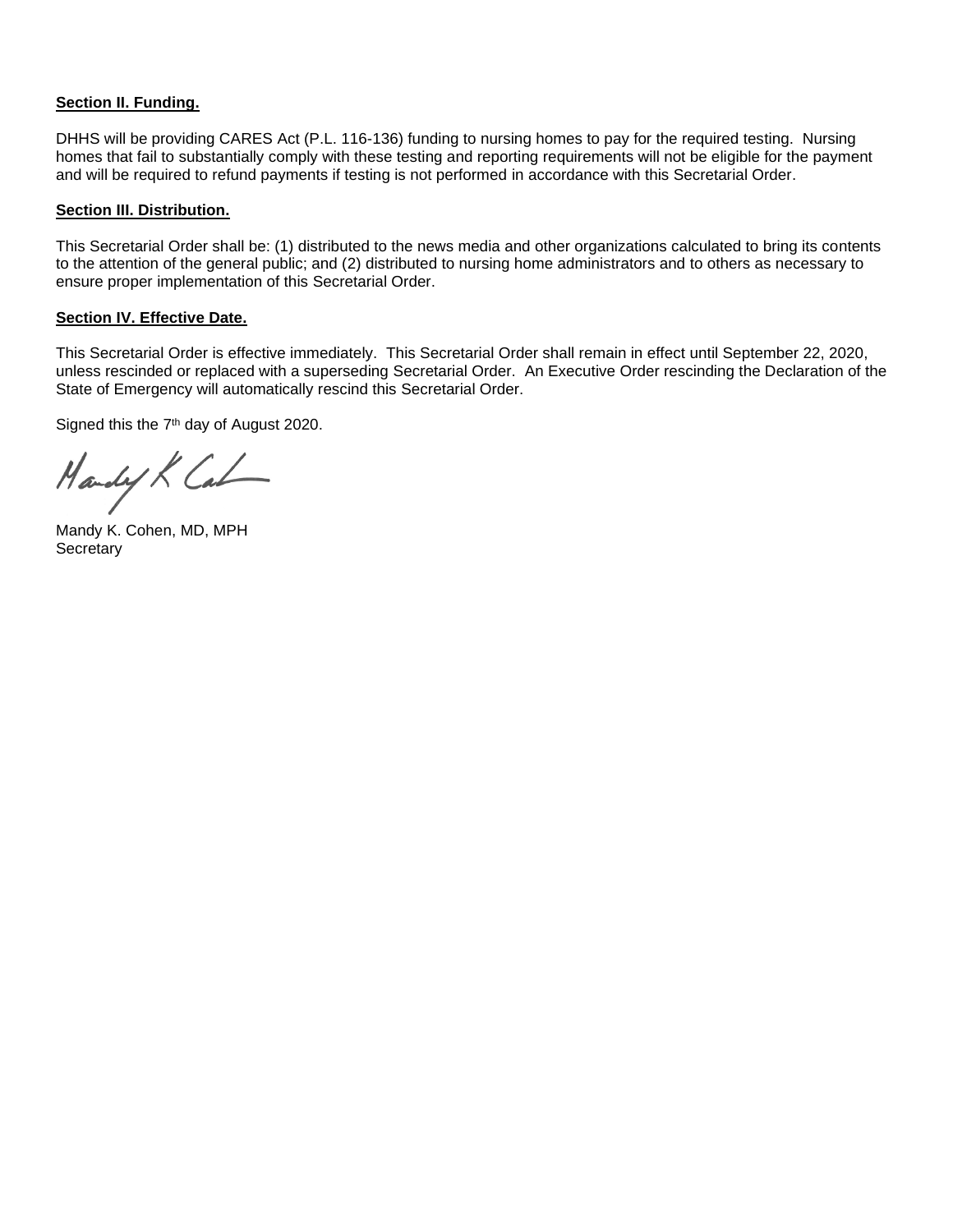**Section II. Funding.**

DHHS will be providing CARES Act (P.L. 116-136) funding to nursing homes to pay for the required testing. Nursing homes that fail to substantially comply with these testing and reporting requirements will not be eligible for the payment and will be required to refund payments if testing is not performed in accordance with this Secretarial Order.

**Section III. Distribution.**

This Secretarial Order shall be: (1) distributed to the news media and other organizations calculated to bring its contents to the attention of the general public; and (2) distributed to nursing home administrators and to others as necessary to ensure proper implementation of this Secretarial Order.

**Section IV. Effective Date.**

This Secretarial Order is effective immediately. This Secretarial Order shall remain in effect until September 22, 2020, unless rescinded or replaced with a superseding Secretarial Order. An Executive Order rescinding the Declaration of the State of Emergency will automatically rescind this Secretarial Order.

Signed this the 7th day of August 2020.

Mandy K. Cohen, MD, MPH
Secretary